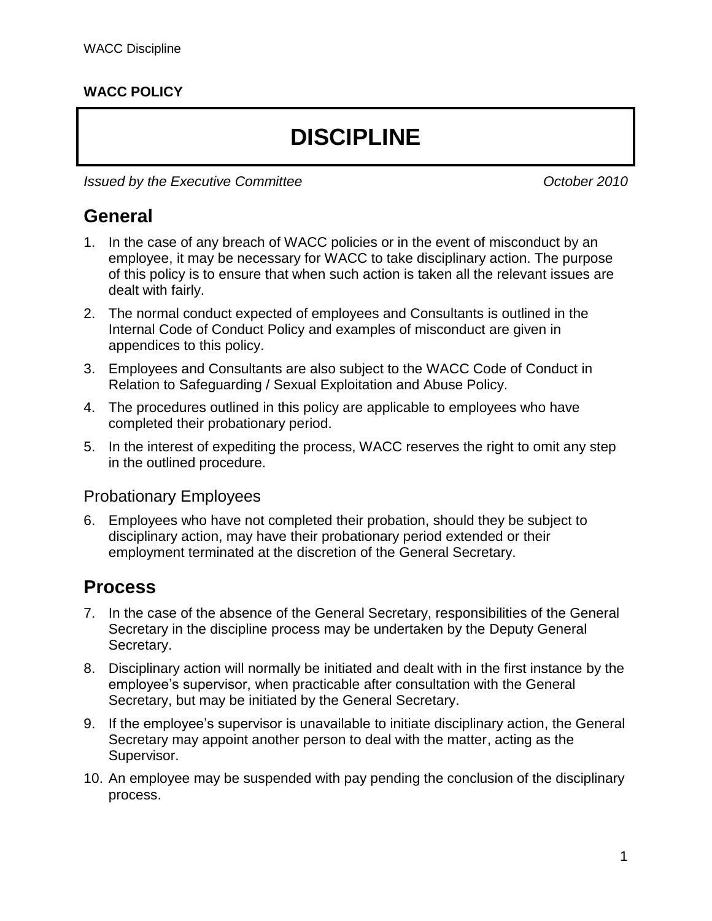**WACC POLICY**

# DISCIPLINE

*Issued by the Executive Committee* *October 2010*

## General

1. In the case of any breach of WACC policies or in the event of misconduct by an employee, it may be necessary for WACC to take disciplinary action. The purpose of this policy is to ensure that when such action is taken all the relevant issues are dealt with fairly.
2. The normal conduct expected of employees and Consultants is outlined in the Internal Code of Conduct Policy and examples of misconduct are given in appendices to this policy.
3. Employees and Consultants are also subject to the WACC Code of Conduct in Relation to Safeguarding / Sexual Exploitation and Abuse Policy.
4. The procedures outlined in this policy are applicable to employees who have completed their probationary period.
5. In the interest of expediting the process, WACC reserves the right to omit any step in the outlined procedure.

### Probationary Employees

6. Employees who have not completed their probation, should they be subject to disciplinary action, may have their probationary period extended or their employment terminated at the discretion of the General Secretary.

## Process

7. In the case of the absence of the General Secretary, responsibilities of the General Secretary in the discipline process may be undertaken by the Deputy General Secretary.
8. Disciplinary action will normally be initiated and dealt with in the first instance by the employee's supervisor, when practicable after consultation with the General Secretary, but may be initiated by the General Secretary.
9. If the employee's supervisor is unavailable to initiate disciplinary action, the General Secretary may appoint another person to deal with the matter, acting as the Supervisor.
10. An employee may be suspended with pay pending the conclusion of the disciplinary process.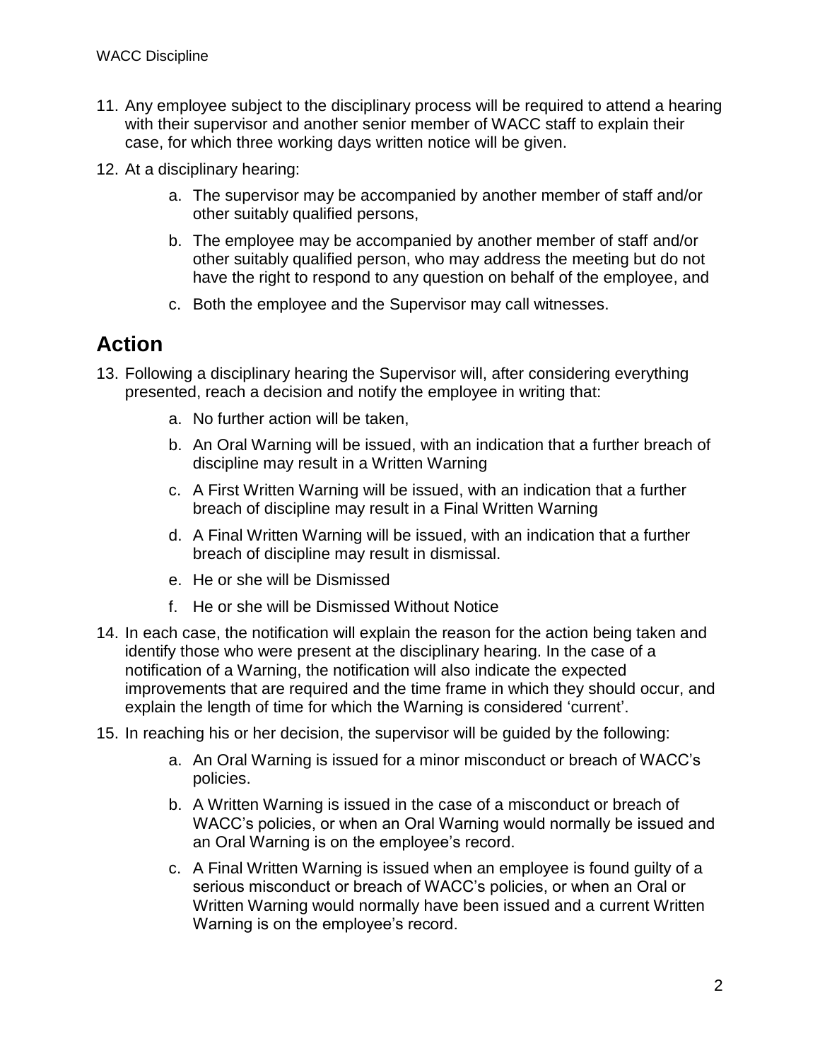11. Any employee subject to the disciplinary process will be required to attend a hearing with their supervisor and another senior member of WACC staff to explain their case, for which three working days written notice will be given.

12. At a disciplinary hearing:

    a. The supervisor may be accompanied by another member of staff and/or other suitably qualified persons,

    b. The employee may be accompanied by another member of staff and/or other suitably qualified person, who may address the meeting but do not have the right to respond to any question on behalf of the employee, and

    c. Both the employee and the Supervisor may call witnesses.

## Action

13. Following a disciplinary hearing the Supervisor will, after considering everything presented, reach a decision and notify the employee in writing that:

    a. No further action will be taken,

    b. An Oral Warning will be issued, with an indication that a further breach of discipline may result in a Written Warning

    c. A First Written Warning will be issued, with an indication that a further breach of discipline may result in a Final Written Warning

    d. A Final Written Warning will be issued, with an indication that a further breach of discipline may result in dismissal.

    e. He or she will be Dismissed

    f. He or she will be Dismissed Without Notice

14. In each case, the notification will explain the reason for the action being taken and identify those who were present at the disciplinary hearing. In the case of a notification of a Warning, the notification will also indicate the expected improvements that are required and the time frame in which they should occur, and explain the length of time for which the Warning is considered 'current'.

15. In reaching his or her decision, the supervisor will be guided by the following:

    a. An Oral Warning is issued for a minor misconduct or breach of WACC's policies.

    b. A Written Warning is issued in the case of a misconduct or breach of WACC's policies, or when an Oral Warning would normally be issued and an Oral Warning is on the employee's record.

    c. A Final Written Warning is issued when an employee is found guilty of a serious misconduct or breach of WACC's policies, or when an Oral or Written Warning would normally have been issued and a current Written Warning is on the employee's record.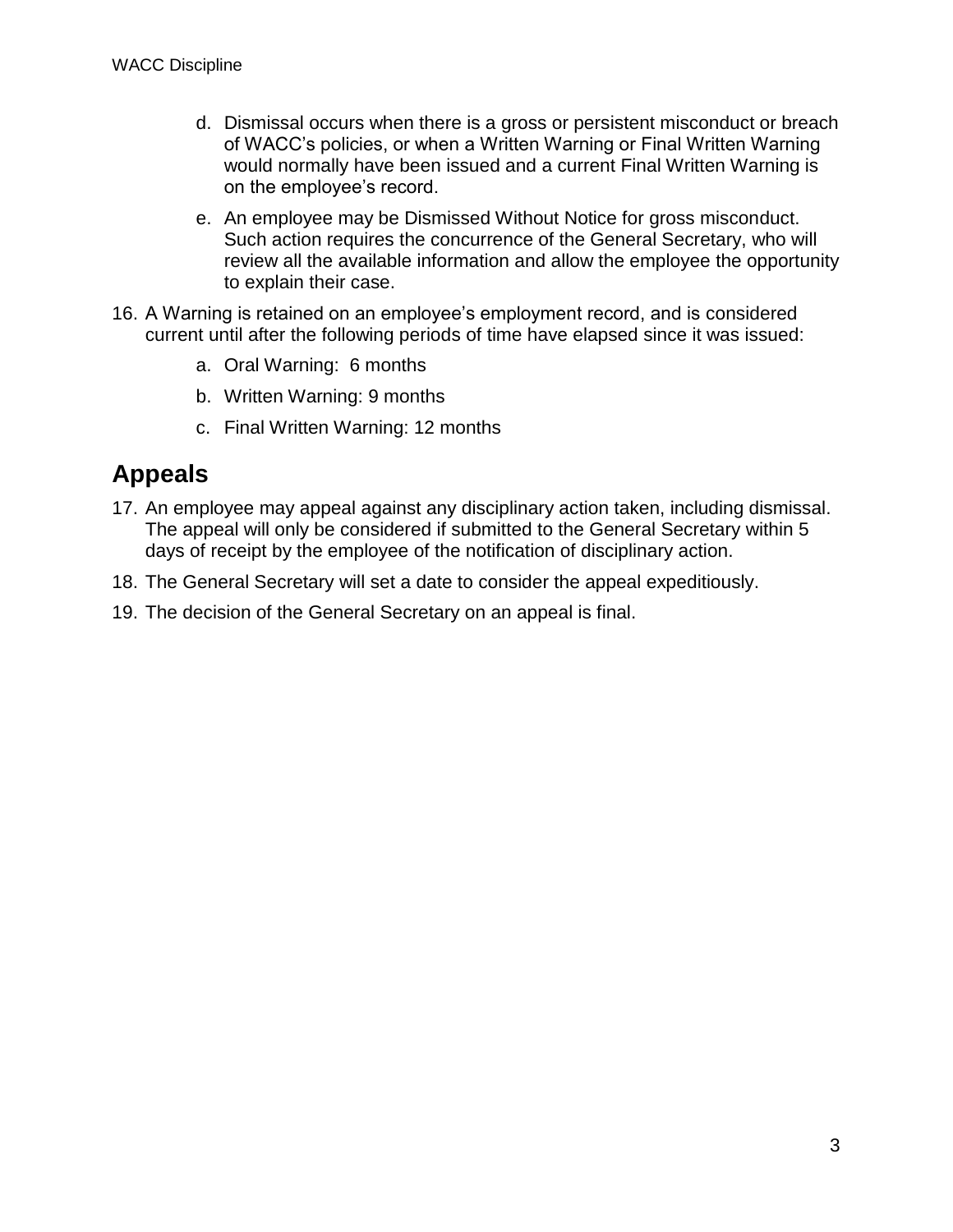d. Dismissal occurs when there is a gross or persistent misconduct or breach of WACC's policies, or when a Written Warning or Final Written Warning would normally have been issued and a current Final Written Warning is on the employee's record.

e. An employee may be Dismissed Without Notice for gross misconduct. Such action requires the concurrence of the General Secretary, who will review all the available information and allow the employee the opportunity to explain their case.

16. A Warning is retained on an employee's employment record, and is considered current until after the following periods of time have elapsed since it was issued:

    a. Oral Warning: 6 months

    b. Written Warning: 9 months

    c. Final Written Warning: 12 months

## Appeals

17. An employee may appeal against any disciplinary action taken, including dismissal. The appeal will only be considered if submitted to the General Secretary within 5 days of receipt by the employee of the notification of disciplinary action.

18. The General Secretary will set a date to consider the appeal expeditiously.

19. The decision of the General Secretary on an appeal is final.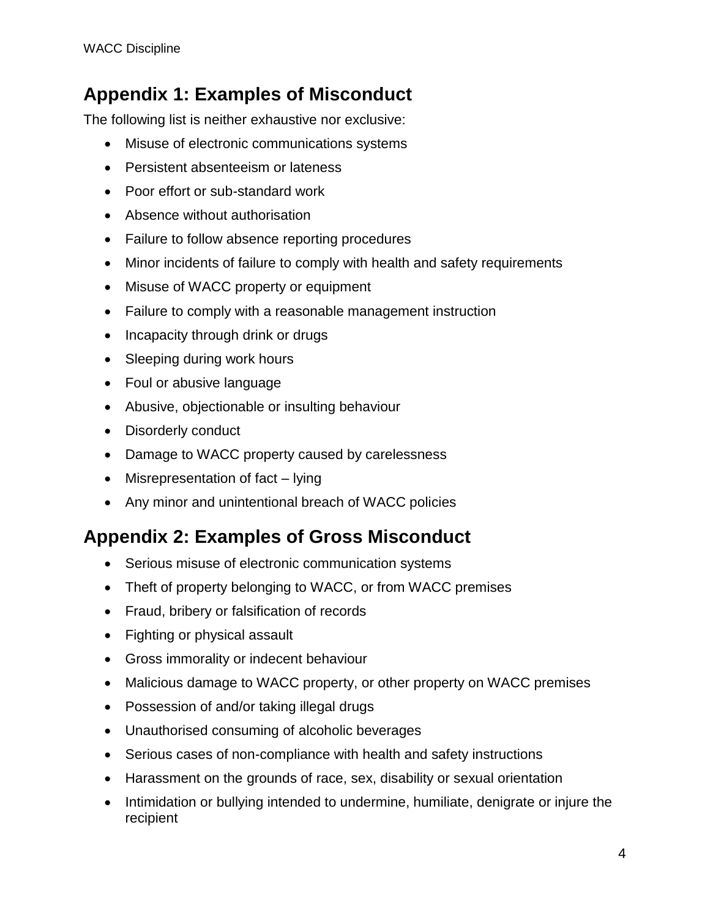## Appendix 1: Examples of Misconduct

The following list is neither exhaustive nor exclusive:

- Misuse of electronic communications systems
- Persistent absenteeism or lateness
- Poor effort or sub-standard work
- Absence without authorisation
- Failure to follow absence reporting procedures
- Minor incidents of failure to comply with health and safety requirements
- Misuse of WACC property or equipment
- Failure to comply with a reasonable management instruction
- Incapacity through drink or drugs
- Sleeping during work hours
- Foul or abusive language
- Abusive, objectionable or insulting behaviour
- Disorderly conduct
- Damage to WACC property caused by carelessness
- Misrepresentation of fact – lying
- Any minor and unintentional breach of WACC policies

## Appendix 2: Examples of Gross Misconduct

- Serious misuse of electronic communication systems
- Theft of property belonging to WACC, or from WACC premises
- Fraud, bribery or falsification of records
- Fighting or physical assault
- Gross immorality or indecent behaviour
- Malicious damage to WACC property, or other property on WACC premises
- Possession of and/or taking illegal drugs
- Unauthorised consuming of alcoholic beverages
- Serious cases of non-compliance with health and safety instructions
- Harassment on the grounds of race, sex, disability or sexual orientation
- Intimidation or bullying intended to undermine, humiliate, denigrate or injure the recipient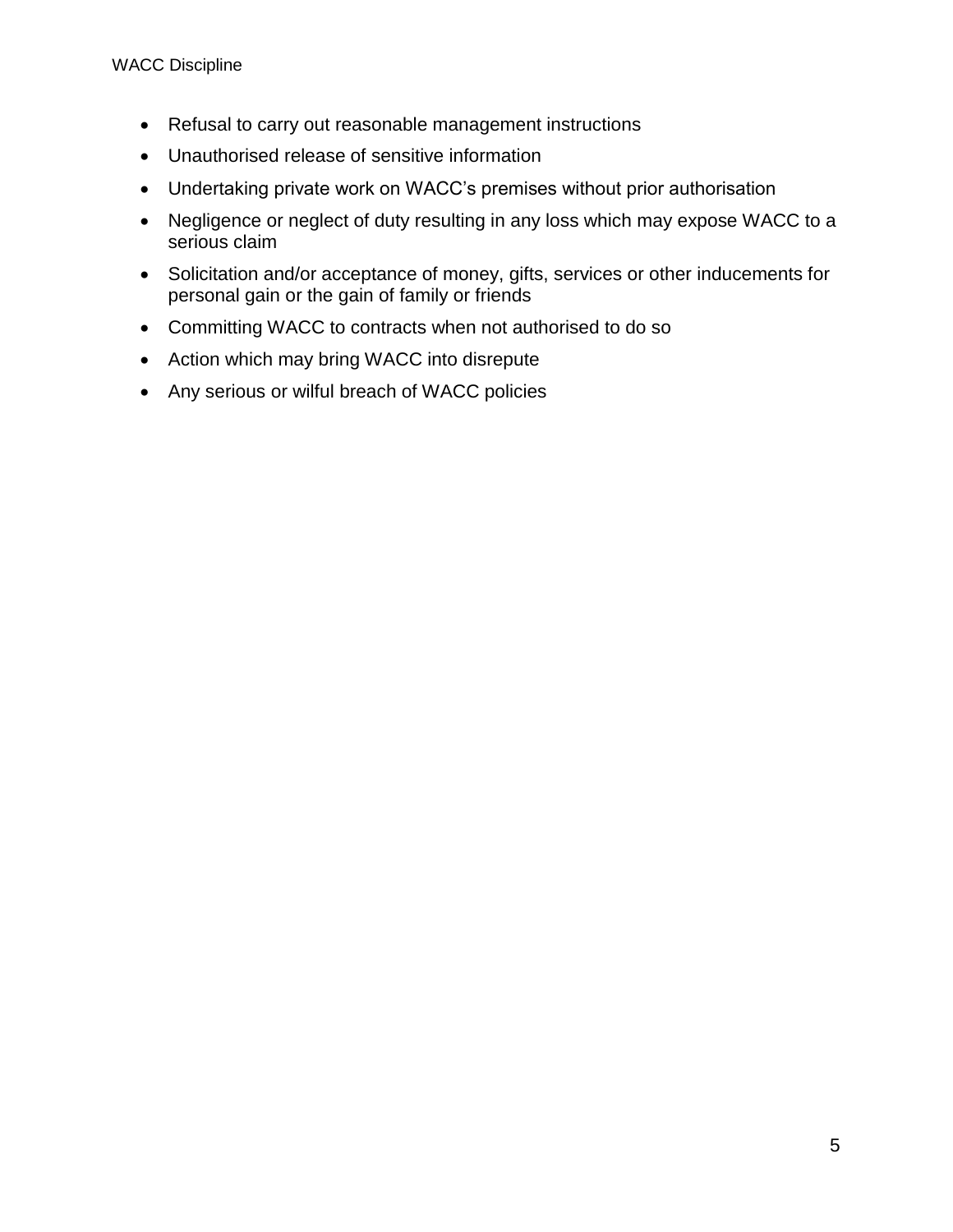- Refusal to carry out reasonable management instructions
- Unauthorised release of sensitive information
- Undertaking private work on WACC's premises without prior authorisation
- Negligence or neglect of duty resulting in any loss which may expose WACC to a serious claim
- Solicitation and/or acceptance of money, gifts, services or other inducements for personal gain or the gain of family or friends
- Committing WACC to contracts when not authorised to do so
- Action which may bring WACC into disrepute
- Any serious or wilful breach of WACC policies